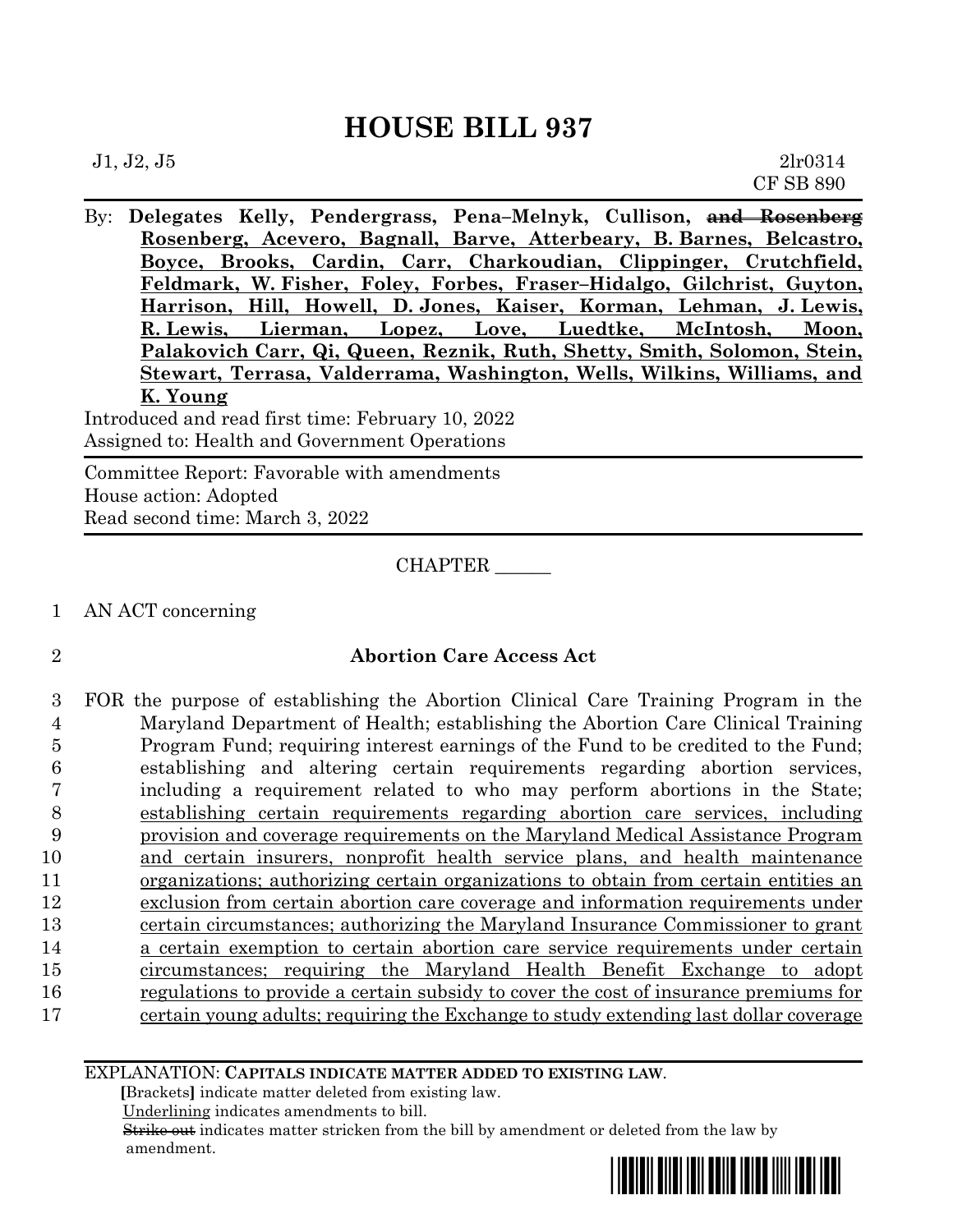# HOUSE BILL 937

J1, J2, J5 2lr0314
CF SB 890

By: **Delegates Kelly, Pendergrass, Pena–Melnyk, Cullison, ~~and Rosenberg~~ <u>Rosenberg, Acevero, Bagnall, Barve, Atterbeary, B. Barnes, Belcastro, Boyce, Brooks, Cardin, Carr, Charkoudian, Clippinger, Crutchfield, Feldmark, W. Fisher, Foley, Forbes, Fraser–Hidalgo, Gilchrist, Guyton, Harrison, Hill, Howell, D. Jones, Kaiser, Korman, Lehman, J. Lewis, R. Lewis, Lierman, Lopez, Love, Luedtke, McIntosh, Moon, Palakovich Carr, Qi, Queen, Reznik, Ruth, Shetty, Smith, Solomon, Stein, Stewart, Terrasa, Valderrama, Washington, Wells, Wilkins, Williams, and K. Young</u>**

Introduced and read first time: February 10, 2022
Assigned to: Health and Government Operations

Committee Report: Favorable with amendments
House action: Adopted
Read second time: March 3, 2022

CHAPTER ______

1 AN ACT concerning

2 **Abortion Care Access Act**

3 FOR the purpose of establishing the Abortion Clinical Care Training Program in the
4 Maryland Department of Health; establishing the Abortion Care Clinical Training
5 Program Fund; requiring interest earnings of the Fund to be credited to the Fund;
6 establishing and altering certain requirements regarding abortion services,
7 including a requirement related to who may perform abortions in the State;
8 <u>establishing certain requirements regarding abortion care services, including</u>
9 <u>provision and coverage requirements on the Maryland Medical Assistance Program</u>
10 <u>and certain insurers, nonprofit health service plans, and health maintenance</u>
11 <u>organizations; authorizing certain organizations to obtain from certain entities an</u>
12 <u>exclusion from certain abortion care coverage and information requirements under</u>
13 <u>certain circumstances; authorizing the Maryland Insurance Commissioner to grant</u>
14 <u>a certain exemption to certain abortion care service requirements under certain</u>
15 <u>circumstances; requiring the Maryland Health Benefit Exchange to adopt</u>
16 <u>regulations to provide a certain subsidy to cover the cost of insurance premiums for</u>
17 <u>certain young adults; requiring the Exchange to study extending last dollar coverage</u>

EXPLANATION: **CAPITALS INDICATE MATTER ADDED TO EXISTING LAW.**
[Brackets] indicate matter deleted from existing law.
<u>Underlining</u> indicates amendments to bill.
~~Strike out~~ indicates matter stricken from the bill by amendment or deleted from the law by amendment.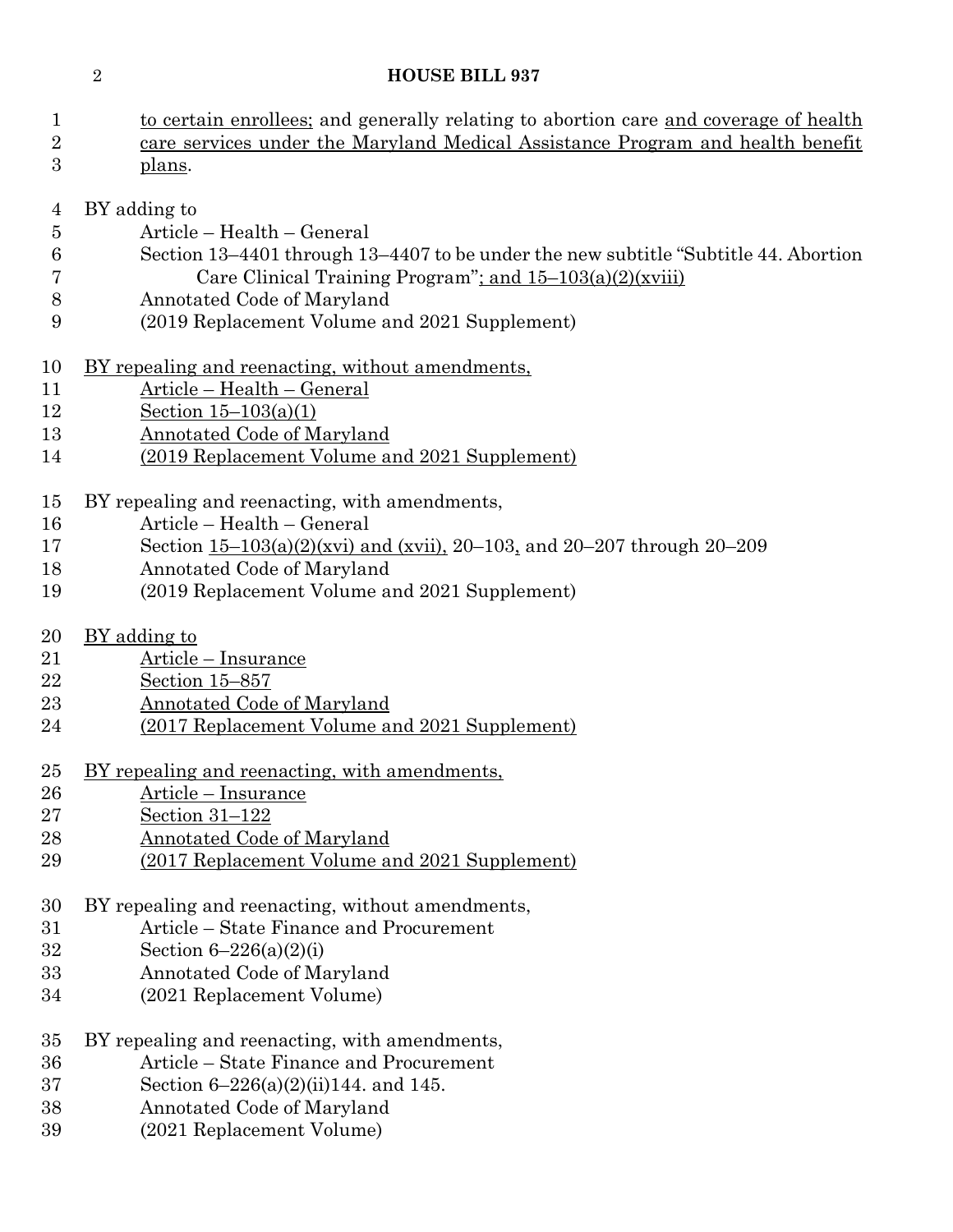to certain enrollees; and generally relating to abortion care and coverage of health care services under the Maryland Medical Assistance Program and health benefit plans.

BY adding to
  Article – Health – General
  Section 13–4401 through 13–4407 to be under the new subtitle "Subtitle 44. Abortion Care Clinical Training Program"; and 15–103(a)(2)(xviii)
  Annotated Code of Maryland
  (2019 Replacement Volume and 2021 Supplement)

BY repealing and reenacting, without amendments,
  Article – Health – General
  Section 15–103(a)(1)
  Annotated Code of Maryland
  (2019 Replacement Volume and 2021 Supplement)

BY repealing and reenacting, with amendments,
  Article – Health – General
  Section 15–103(a)(2)(xvi) and (xvii), 20–103, and 20–207 through 20–209
  Annotated Code of Maryland
  (2019 Replacement Volume and 2021 Supplement)

BY adding to
  Article – Insurance
  Section 15–857
  Annotated Code of Maryland
  (2017 Replacement Volume and 2021 Supplement)

BY repealing and reenacting, with amendments,
  Article – Insurance
  Section 31–122
  Annotated Code of Maryland
  (2017 Replacement Volume and 2021 Supplement)

BY repealing and reenacting, without amendments,
  Article – State Finance and Procurement
  Section 6–226(a)(2)(i)
  Annotated Code of Maryland
  (2021 Replacement Volume)

BY repealing and reenacting, with amendments,
  Article – State Finance and Procurement
  Section 6–226(a)(2)(ii)144. and 145.
  Annotated Code of Maryland
  (2021 Replacement Volume)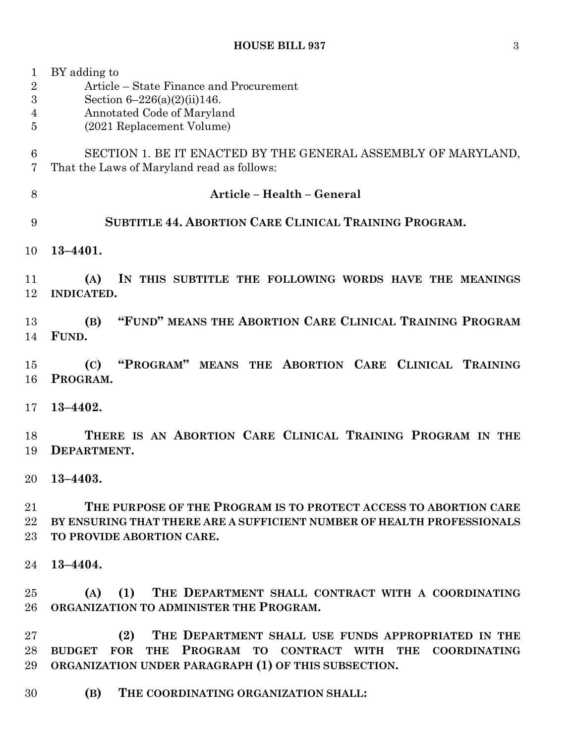BY adding to
Article – State Finance and Procurement
Section 6–226(a)(2)(ii)146.
Annotated Code of Maryland
(2021 Replacement Volume)

SECTION 1. BE IT ENACTED BY THE GENERAL ASSEMBLY OF MARYLAND, That the Laws of Maryland read as follows:

**Article – Health – General**

**SUBTITLE 44. ABORTION CARE CLINICAL TRAINING PROGRAM.**

**13–4401.**

**(A) IN THIS SUBTITLE THE FOLLOWING WORDS HAVE THE MEANINGS INDICATED.**

**(B) "FUND" MEANS THE ABORTION CARE CLINICAL TRAINING PROGRAM FUND.**

**(C) "PROGRAM" MEANS THE ABORTION CARE CLINICAL TRAINING PROGRAM.**

**13–4402.**

**THERE IS AN ABORTION CARE CLINICAL TRAINING PROGRAM IN THE DEPARTMENT.**

**13–4403.**

**THE PURPOSE OF THE PROGRAM IS TO PROTECT ACCESS TO ABORTION CARE BY ENSURING THAT THERE ARE A SUFFICIENT NUMBER OF HEALTH PROFESSIONALS TO PROVIDE ABORTION CARE.**

**13–4404.**

**(A) (1) THE DEPARTMENT SHALL CONTRACT WITH A COORDINATING ORGANIZATION TO ADMINISTER THE PROGRAM.**

**(2) THE DEPARTMENT SHALL USE FUNDS APPROPRIATED IN THE BUDGET FOR THE PROGRAM TO CONTRACT WITH THE COORDINATING ORGANIZATION UNDER PARAGRAPH (1) OF THIS SUBSECTION.**

**(B) THE COORDINATING ORGANIZATION SHALL:**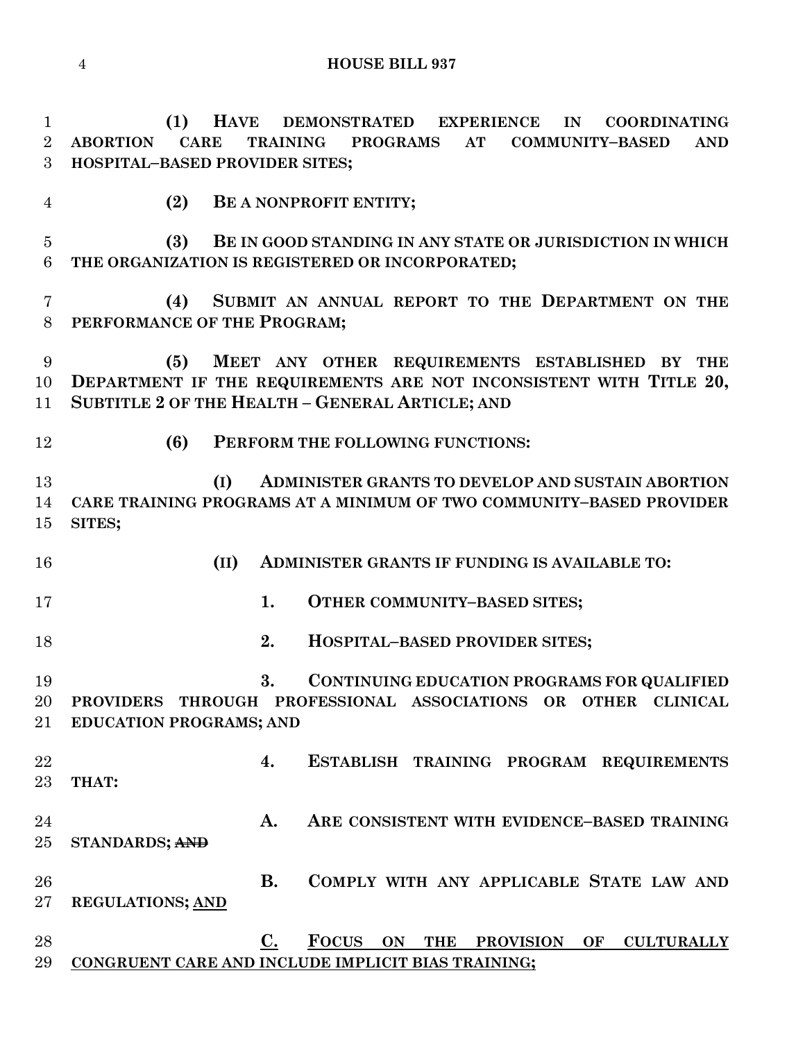**(1) HAVE DEMONSTRATED EXPERIENCE IN COORDINATING ABORTION CARE TRAINING PROGRAMS AT COMMUNITY–BASED AND HOSPITAL–BASED PROVIDER SITES;**

**(2) BE A NONPROFIT ENTITY;**

**(3) BE IN GOOD STANDING IN ANY STATE OR JURISDICTION IN WHICH THE ORGANIZATION IS REGISTERED OR INCORPORATED;**

**(4) SUBMIT AN ANNUAL REPORT TO THE DEPARTMENT ON THE PERFORMANCE OF THE PROGRAM;**

**(5) MEET ANY OTHER REQUIREMENTS ESTABLISHED BY THE DEPARTMENT IF THE REQUIREMENTS ARE NOT INCONSISTENT WITH TITLE 20, SUBTITLE 2 OF THE HEALTH – GENERAL ARTICLE; AND**

**(6) PERFORM THE FOLLOWING FUNCTIONS:**

**(I) ADMINISTER GRANTS TO DEVELOP AND SUSTAIN ABORTION CARE TRAINING PROGRAMS AT A MINIMUM OF TWO COMMUNITY–BASED PROVIDER SITES;**

**(II) ADMINISTER GRANTS IF FUNDING IS AVAILABLE TO:**

**1. OTHER COMMUNITY–BASED SITES;**

**2. HOSPITAL–BASED PROVIDER SITES;**

**3. CONTINUING EDUCATION PROGRAMS FOR QUALIFIED PROVIDERS THROUGH PROFESSIONAL ASSOCIATIONS OR OTHER CLINICAL EDUCATION PROGRAMS; AND**

**4. ESTABLISH TRAINING PROGRAM REQUIREMENTS THAT:**

**A. ARE CONSISTENT WITH EVIDENCE–BASED TRAINING STANDARDS;** ~~**AND**~~

**B. COMPLY WITH ANY APPLICABLE STATE LAW AND REGULATIONS;** <u>**AND**</u>

<u>**C. FOCUS ON THE PROVISION OF CULTURALLY CONGRUENT CARE AND INCLUDE IMPLICIT BIAS TRAINING;**</u>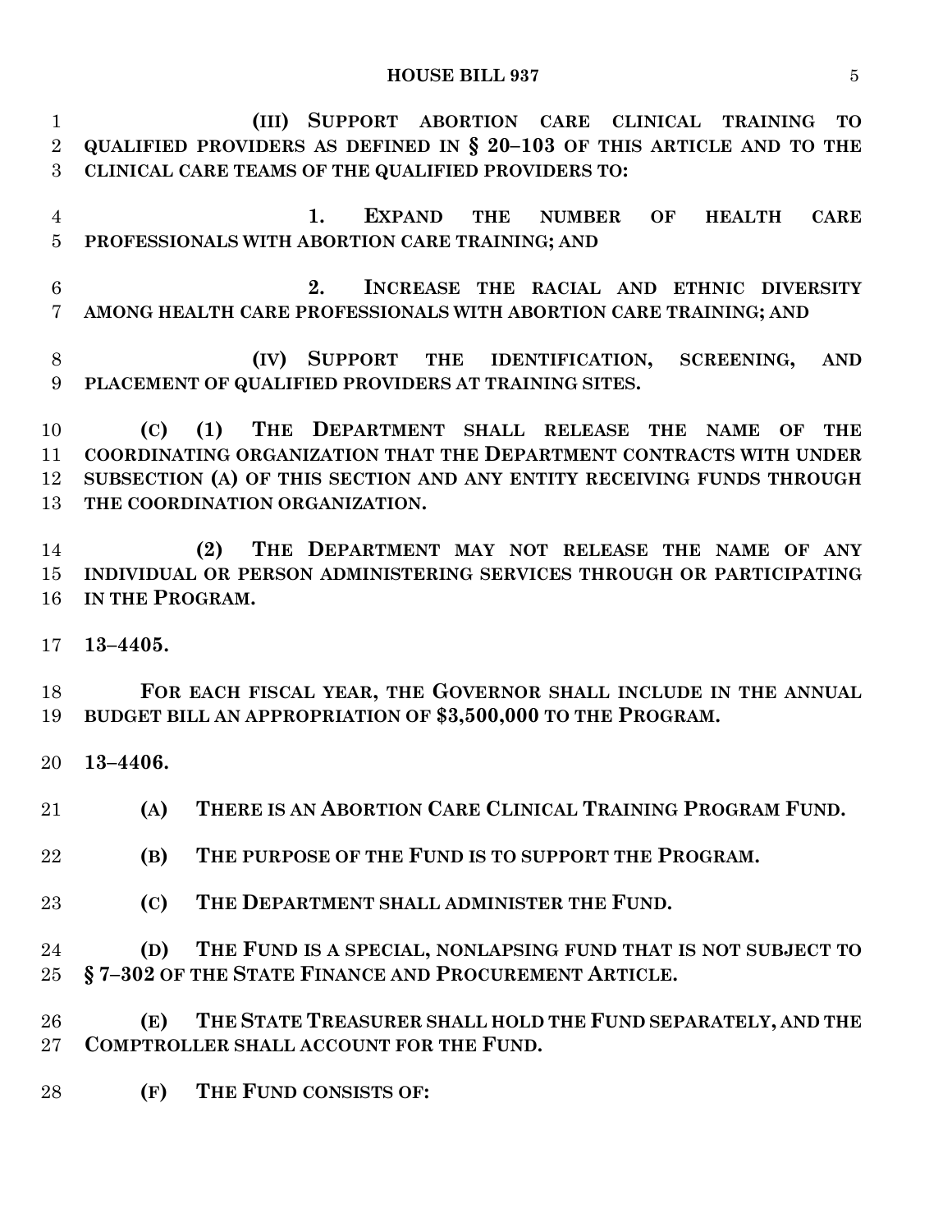**(III) SUPPORT ABORTION CARE CLINICAL TRAINING TO QUALIFIED PROVIDERS AS DEFINED IN § 20–103 OF THIS ARTICLE AND TO THE CLINICAL CARE TEAMS OF THE QUALIFIED PROVIDERS TO:**

**1. EXPAND THE NUMBER OF HEALTH CARE PROFESSIONALS WITH ABORTION CARE TRAINING; AND**

**2. INCREASE THE RACIAL AND ETHNIC DIVERSITY AMONG HEALTH CARE PROFESSIONALS WITH ABORTION CARE TRAINING; AND**

**(IV) SUPPORT THE IDENTIFICATION, SCREENING, AND PLACEMENT OF QUALIFIED PROVIDERS AT TRAINING SITES.**

**(C) (1) THE DEPARTMENT SHALL RELEASE THE NAME OF THE COORDINATING ORGANIZATION THAT THE DEPARTMENT CONTRACTS WITH UNDER SUBSECTION (A) OF THIS SECTION AND ANY ENTITY RECEIVING FUNDS THROUGH THE COORDINATION ORGANIZATION.**

**(2) THE DEPARTMENT MAY NOT RELEASE THE NAME OF ANY INDIVIDUAL OR PERSON ADMINISTERING SERVICES THROUGH OR PARTICIPATING IN THE PROGRAM.**

**13–4405.**

**FOR EACH FISCAL YEAR, THE GOVERNOR SHALL INCLUDE IN THE ANNUAL BUDGET BILL AN APPROPRIATION OF $3,500,000 TO THE PROGRAM.**

**13–4406.**

**(A) THERE IS AN ABORTION CARE CLINICAL TRAINING PROGRAM FUND.**

**(B) THE PURPOSE OF THE FUND IS TO SUPPORT THE PROGRAM.**

**(C) THE DEPARTMENT SHALL ADMINISTER THE FUND.**

**(D) THE FUND IS A SPECIAL, NONLAPSING FUND THAT IS NOT SUBJECT TO § 7–302 OF THE STATE FINANCE AND PROCUREMENT ARTICLE.**

**(E) THE STATE TREASURER SHALL HOLD THE FUND SEPARATELY, AND THE COMPTROLLER SHALL ACCOUNT FOR THE FUND.**

**(F) THE FUND CONSISTS OF:**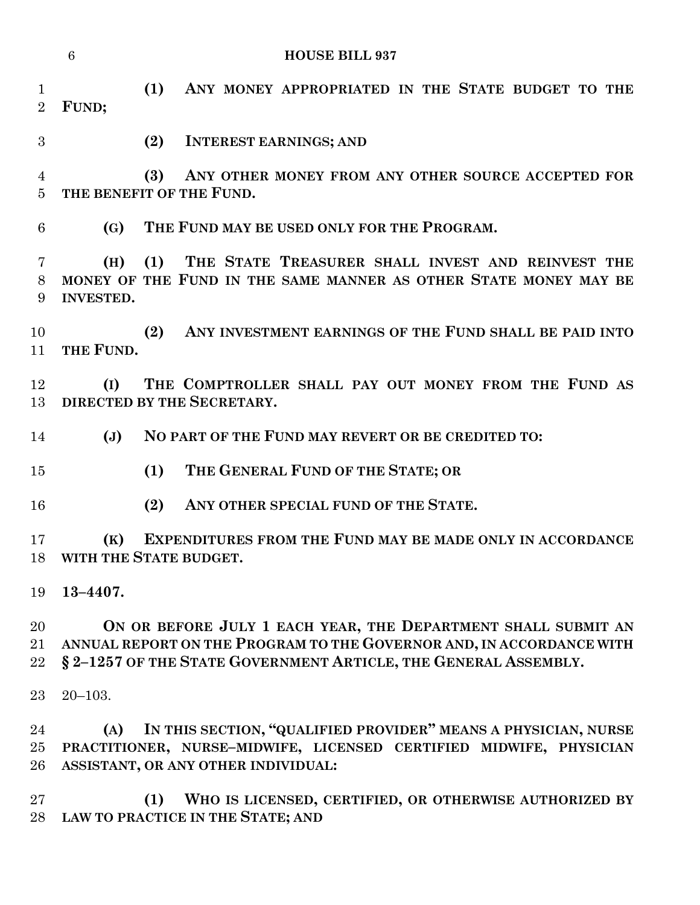**(1) ANY MONEY APPROPRIATED IN THE STATE BUDGET TO THE FUND;**

**(2) INTEREST EARNINGS; AND**

**(3) ANY OTHER MONEY FROM ANY OTHER SOURCE ACCEPTED FOR THE BENEFIT OF THE FUND.**

**(G) THE FUND MAY BE USED ONLY FOR THE PROGRAM.**

**(H) (1) THE STATE TREASURER SHALL INVEST AND REINVEST THE MONEY OF THE FUND IN THE SAME MANNER AS OTHER STATE MONEY MAY BE INVESTED.**

**(2) ANY INVESTMENT EARNINGS OF THE FUND SHALL BE PAID INTO THE FUND.**

**(I) THE COMPTROLLER SHALL PAY OUT MONEY FROM THE FUND AS DIRECTED BY THE SECRETARY.**

**(J) NO PART OF THE FUND MAY REVERT OR BE CREDITED TO:**

**(1) THE GENERAL FUND OF THE STATE; OR**

**(2) ANY OTHER SPECIAL FUND OF THE STATE.**

**(K) EXPENDITURES FROM THE FUND MAY BE MADE ONLY IN ACCORDANCE WITH THE STATE BUDGET.**

**13–4407.**

**ON OR BEFORE JULY 1 EACH YEAR, THE DEPARTMENT SHALL SUBMIT AN ANNUAL REPORT ON THE PROGRAM TO THE GOVERNOR AND, IN ACCORDANCE WITH § 2–1257 OF THE STATE GOVERNMENT ARTICLE, THE GENERAL ASSEMBLY.**

20–103.

**(A) IN THIS SECTION, "QUALIFIED PROVIDER" MEANS A PHYSICIAN, NURSE PRACTITIONER, NURSE–MIDWIFE, LICENSED CERTIFIED MIDWIFE, PHYSICIAN ASSISTANT, OR ANY OTHER INDIVIDUAL:**

**(1) WHO IS LICENSED, CERTIFIED, OR OTHERWISE AUTHORIZED BY LAW TO PRACTICE IN THE STATE; AND**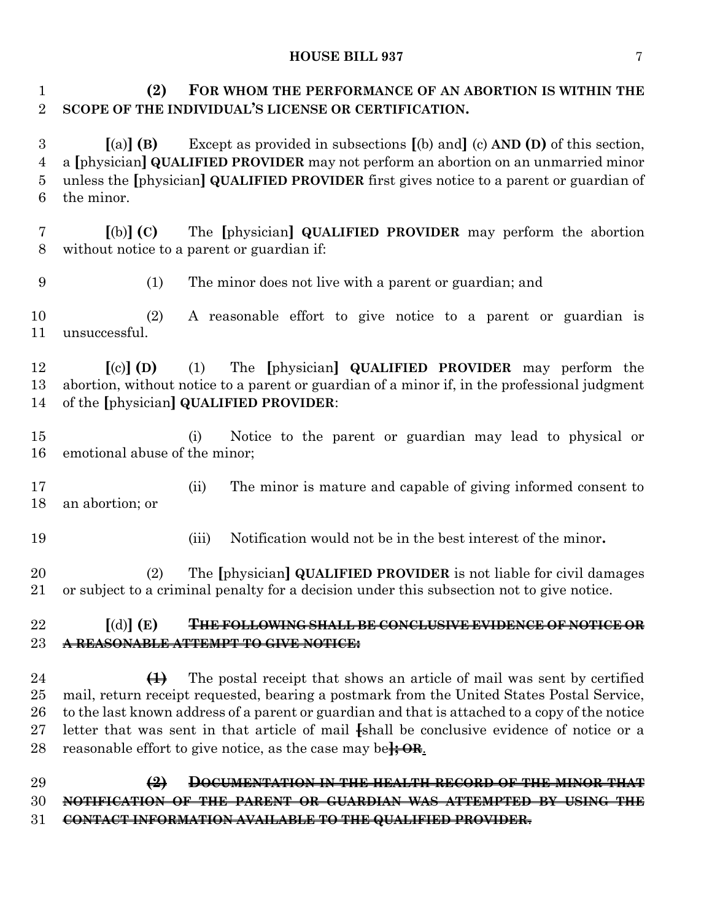**(2) FOR WHOM THE PERFORMANCE OF AN ABORTION IS WITHIN THE SCOPE OF THE INDIVIDUAL'S LICENSE OR CERTIFICATION.**

[(a)] **(B)** Except as provided in subsections [(b) and] (c) **AND (D)** of this section, a [physician] **QUALIFIED PROVIDER** may not perform an abortion on an unmarried minor unless the [physician] **QUALIFIED PROVIDER** first gives notice to a parent or guardian of the minor.

[(b)] **(C)** The [physician] **QUALIFIED PROVIDER** may perform the abortion without notice to a parent or guardian if:

(1) The minor does not live with a parent or guardian; and

(2) A reasonable effort to give notice to a parent or guardian is unsuccessful.

[(c)] **(D)** (1) The [physician] **QUALIFIED PROVIDER** may perform the abortion, without notice to a parent or guardian of a minor if, in the professional judgment of the [physician] **QUALIFIED PROVIDER**:

(i) Notice to the parent or guardian may lead to physical or emotional abuse of the minor;

(ii) The minor is mature and capable of giving informed consent to an abortion; or

(iii) Notification would not be in the best interest of the minor**.**

(2) The [physician] **QUALIFIED PROVIDER** is not liable for civil damages or subject to a criminal penalty for a decision under this subsection not to give notice.

[(d)] **(E)** ~~**THE FOLLOWING SHALL BE CONCLUSIVE EVIDENCE OF NOTICE OR A REASONABLE ATTEMPT TO GIVE NOTICE:**~~

~~**(1)**~~ The postal receipt that shows an article of mail was sent by certified mail, return receipt requested, bearing a postmark from the United States Postal Service, to the last known address of a parent or guardian and that is attached to a copy of the notice letter that was sent in that article of mail ~~[~~shall be conclusive evidence of notice or a reasonable effort to give notice, as the case may be~~]; OR~~.

~~**(2) DOCUMENTATION IN THE HEALTH RECORD OF THE MINOR THAT NOTIFICATION OF THE PARENT OR GUARDIAN WAS ATTEMPTED BY USING THE CONTACT INFORMATION AVAILABLE TO THE QUALIFIED PROVIDER.**~~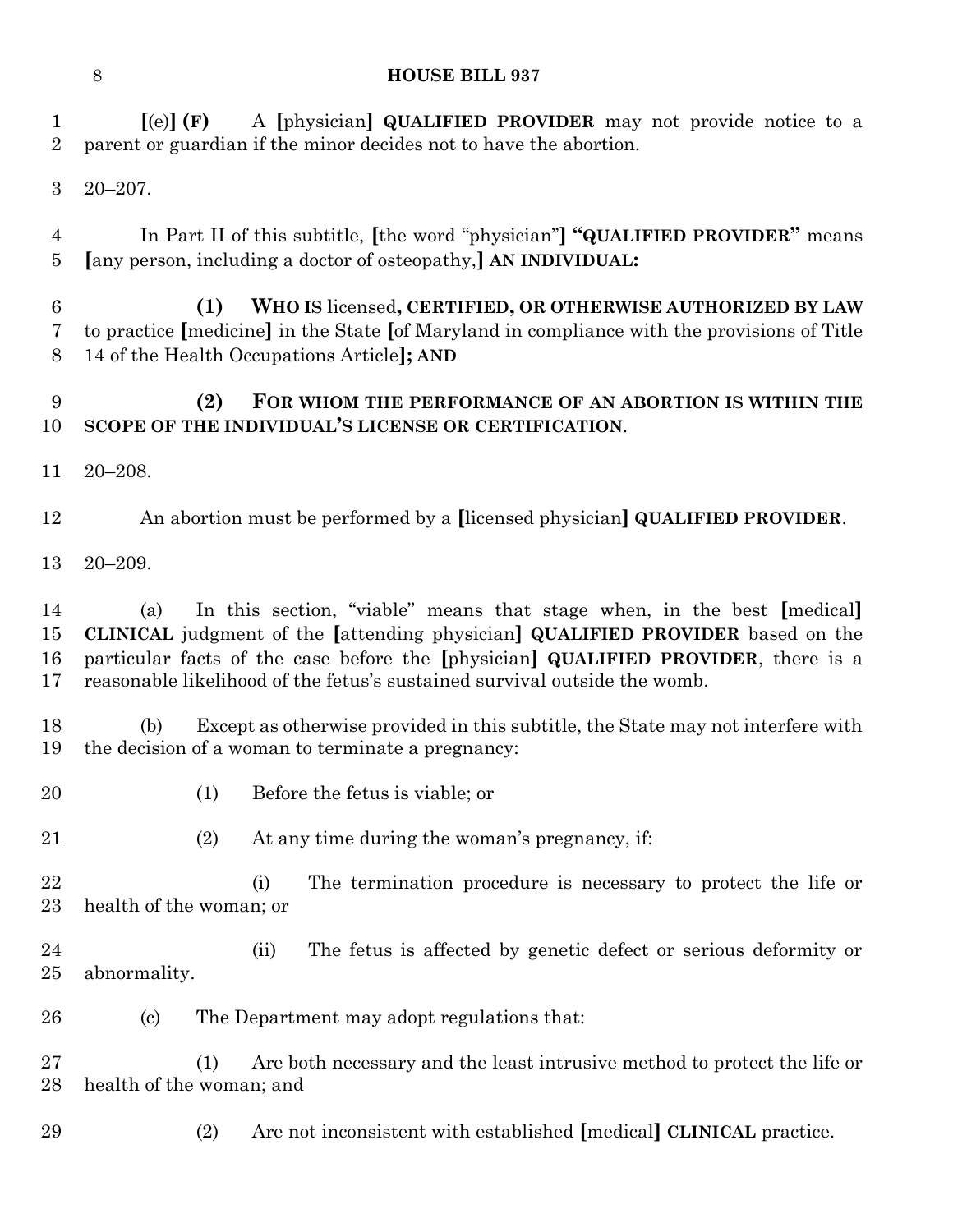[(e)] **(F)** A [physician] **QUALIFIED PROVIDER** may not provide notice to a parent or guardian if the minor decides not to have the abortion.

20–207.

In Part II of this subtitle, [the word "physician"] **"QUALIFIED PROVIDER"** means [any person, including a doctor of osteopathy,] **AN INDIVIDUAL:**

**(1) WHO IS** licensed**, CERTIFIED, OR OTHERWISE AUTHORIZED BY LAW** to practice [medicine] in the State [of Maryland in compliance with the provisions of Title 14 of the Health Occupations Article]**; AND**

**(2) FOR WHOM THE PERFORMANCE OF AN ABORTION IS WITHIN THE SCOPE OF THE INDIVIDUAL'S LICENSE OR CERTIFICATION**.

20–208.

An abortion must be performed by a [licensed physician] **QUALIFIED PROVIDER**.

20–209.

(a) In this section, "viable" means that stage when, in the best [medical] **CLINICAL** judgment of the [attending physician] **QUALIFIED PROVIDER** based on the particular facts of the case before the [physician] **QUALIFIED PROVIDER**, there is a reasonable likelihood of the fetus's sustained survival outside the womb.

(b) Except as otherwise provided in this subtitle, the State may not interfere with the decision of a woman to terminate a pregnancy:

(1) Before the fetus is viable; or

(2) At any time during the woman's pregnancy, if:

(i) The termination procedure is necessary to protect the life or health of the woman; or

(ii) The fetus is affected by genetic defect or serious deformity or abnormality.

(c) The Department may adopt regulations that:

(1) Are both necessary and the least intrusive method to protect the life or health of the woman; and

(2) Are not inconsistent with established [medical] **CLINICAL** practice.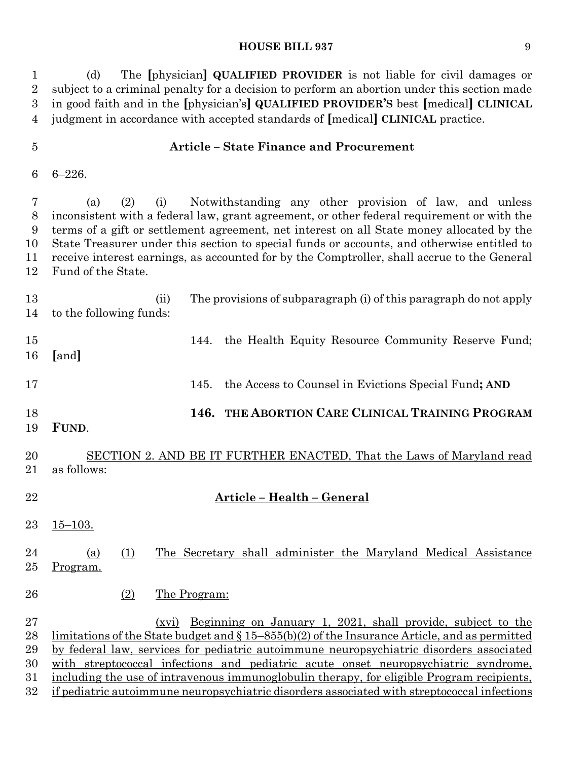(d) The [physician] **QUALIFIED PROVIDER** is not liable for civil damages or subject to a criminal penalty for a decision to perform an abortion under this section made in good faith and in the [physician's] **QUALIFIED PROVIDER'S** best [medical] **CLINICAL** judgment in accordance with accepted standards of [medical] **CLINICAL** practice.

**Article – State Finance and Procurement**

6–226.

(a) (2) (i) Notwithstanding any other provision of law, and unless inconsistent with a federal law, grant agreement, or other federal requirement or with the terms of a gift or settlement agreement, net interest on all State money allocated by the State Treasurer under this section to special funds or accounts, and otherwise entitled to receive interest earnings, as accounted for by the Comptroller, shall accrue to the General Fund of the State.

(ii) The provisions of subparagraph (i) of this paragraph do not apply to the following funds:

144. the Health Equity Resource Community Reserve Fund; [and]

145. the Access to Counsel in Evictions Special Fund**; AND**

**146. THE ABORTION CARE CLINICAL TRAINING PROGRAM FUND**.

<u>SECTION 2. AND BE IT FURTHER ENACTED, That the Laws of Maryland read as follows:</u>

**<u>Article – Health – General</u>**

<u>15–103.</u>

<u>(a) (1) The Secretary shall administer the Maryland Medical Assistance Program.</u>

<u>(2) The Program:</u>

<u>(xvi) Beginning on January 1, 2021, shall provide, subject to the limitations of the State budget and § 15–855(b)(2) of the Insurance Article, and as permitted by federal law, services for pediatric autoimmune neuropsychiatric disorders associated with streptococcal infections and pediatric acute onset neuropsychiatric syndrome, including the use of intravenous immunoglobulin therapy, for eligible Program recipients, if pediatric autoimmune neuropsychiatric disorders associated with streptococcal infections</u>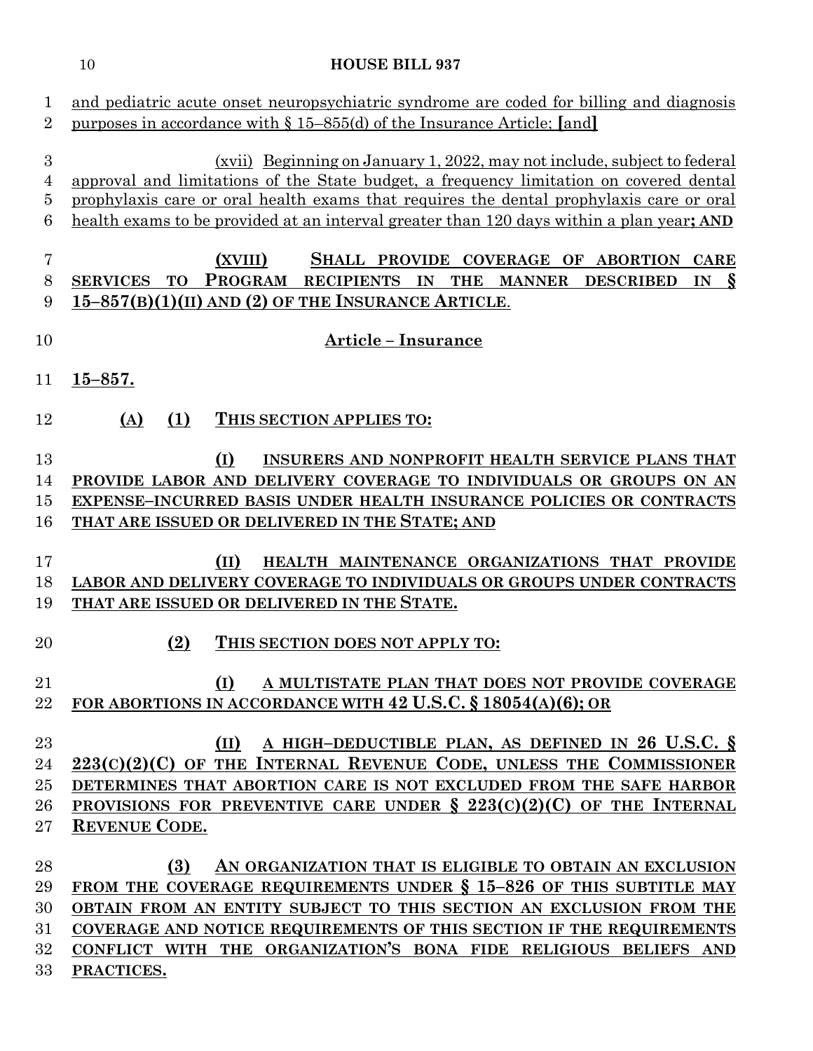and pediatric acute onset neuropsychiatric syndrome are coded for billing and diagnosis purposes in accordance with § 15–855(d) of the Insurance Article; [and]

(xvii) Beginning on January 1, 2022, may not include, subject to federal approval and limitations of the State budget, a frequency limitation on covered dental prophylaxis care or oral health exams that requires the dental prophylaxis care or oral health exams to be provided at an interval greater than 120 days within a plan year**; AND**

**(XVIII) SHALL PROVIDE COVERAGE OF ABORTION CARE SERVICES TO PROGRAM RECIPIENTS IN THE MANNER DESCRIBED IN § 15–857(B)(1)(II) AND (2) OF THE INSURANCE ARTICLE**.

## Article – Insurance

**15–857.**

**(A) (1) THIS SECTION APPLIES TO:**

**(I) INSURERS AND NONPROFIT HEALTH SERVICE PLANS THAT PROVIDE LABOR AND DELIVERY COVERAGE TO INDIVIDUALS OR GROUPS ON AN EXPENSE–INCURRED BASIS UNDER HEALTH INSURANCE POLICIES OR CONTRACTS THAT ARE ISSUED OR DELIVERED IN THE STATE; AND**

**(II) HEALTH MAINTENANCE ORGANIZATIONS THAT PROVIDE LABOR AND DELIVERY COVERAGE TO INDIVIDUALS OR GROUPS UNDER CONTRACTS THAT ARE ISSUED OR DELIVERED IN THE STATE.**

**(2) THIS SECTION DOES NOT APPLY TO:**

**(I) A MULTISTATE PLAN THAT DOES NOT PROVIDE COVERAGE FOR ABORTIONS IN ACCORDANCE WITH 42 U.S.C. § 18054(A)(6); OR**

**(II) A HIGH–DEDUCTIBLE PLAN, AS DEFINED IN 26 U.S.C. § 223(C)(2)(C) OF THE INTERNAL REVENUE CODE, UNLESS THE COMMISSIONER DETERMINES THAT ABORTION CARE IS NOT EXCLUDED FROM THE SAFE HARBOR PROVISIONS FOR PREVENTIVE CARE UNDER § 223(C)(2)(C) OF THE INTERNAL REVENUE CODE.**

**(3) AN ORGANIZATION THAT IS ELIGIBLE TO OBTAIN AN EXCLUSION FROM THE COVERAGE REQUIREMENTS UNDER § 15–826 OF THIS SUBTITLE MAY OBTAIN FROM AN ENTITY SUBJECT TO THIS SECTION AN EXCLUSION FROM THE COVERAGE AND NOTICE REQUIREMENTS OF THIS SECTION IF THE REQUIREMENTS CONFLICT WITH THE ORGANIZATION'S BONA FIDE RELIGIOUS BELIEFS AND PRACTICES.**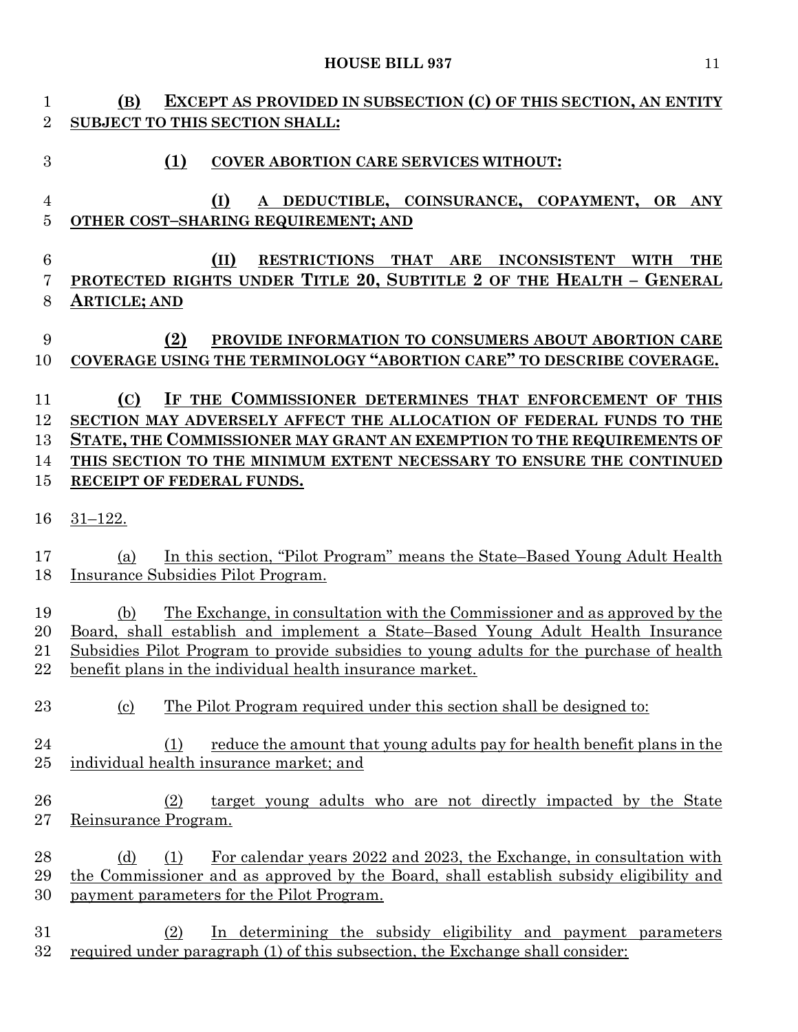**(B) EXCEPT AS PROVIDED IN SUBSECTION (C) OF THIS SECTION, AN ENTITY SUBJECT TO THIS SECTION SHALL:**

**(1) COVER ABORTION CARE SERVICES WITHOUT:**

**(I) A DEDUCTIBLE, COINSURANCE, COPAYMENT, OR ANY OTHER COST–SHARING REQUIREMENT; AND**

**(II) RESTRICTIONS THAT ARE INCONSISTENT WITH THE PROTECTED RIGHTS UNDER TITLE 20, SUBTITLE 2 OF THE HEALTH – GENERAL ARTICLE; AND**

**(2) PROVIDE INFORMATION TO CONSUMERS ABOUT ABORTION CARE COVERAGE USING THE TERMINOLOGY "ABORTION CARE" TO DESCRIBE COVERAGE.**

**(C) IF THE COMMISSIONER DETERMINES THAT ENFORCEMENT OF THIS SECTION MAY ADVERSELY AFFECT THE ALLOCATION OF FEDERAL FUNDS TO THE STATE, THE COMMISSIONER MAY GRANT AN EXEMPTION TO THE REQUIREMENTS OF THIS SECTION TO THE MINIMUM EXTENT NECESSARY TO ENSURE THE CONTINUED RECEIPT OF FEDERAL FUNDS.**

31–122.

(a) In this section, "Pilot Program" means the State–Based Young Adult Health Insurance Subsidies Pilot Program.

(b) The Exchange, in consultation with the Commissioner and as approved by the Board, shall establish and implement a State–Based Young Adult Health Insurance Subsidies Pilot Program to provide subsidies to young adults for the purchase of health benefit plans in the individual health insurance market.

(c) The Pilot Program required under this section shall be designed to:

(1) reduce the amount that young adults pay for health benefit plans in the individual health insurance market; and

(2) target young adults who are not directly impacted by the State Reinsurance Program.

(d) (1) For calendar years 2022 and 2023, the Exchange, in consultation with the Commissioner and as approved by the Board, shall establish subsidy eligibility and payment parameters for the Pilot Program.

(2) In determining the subsidy eligibility and payment parameters required under paragraph (1) of this subsection, the Exchange shall consider: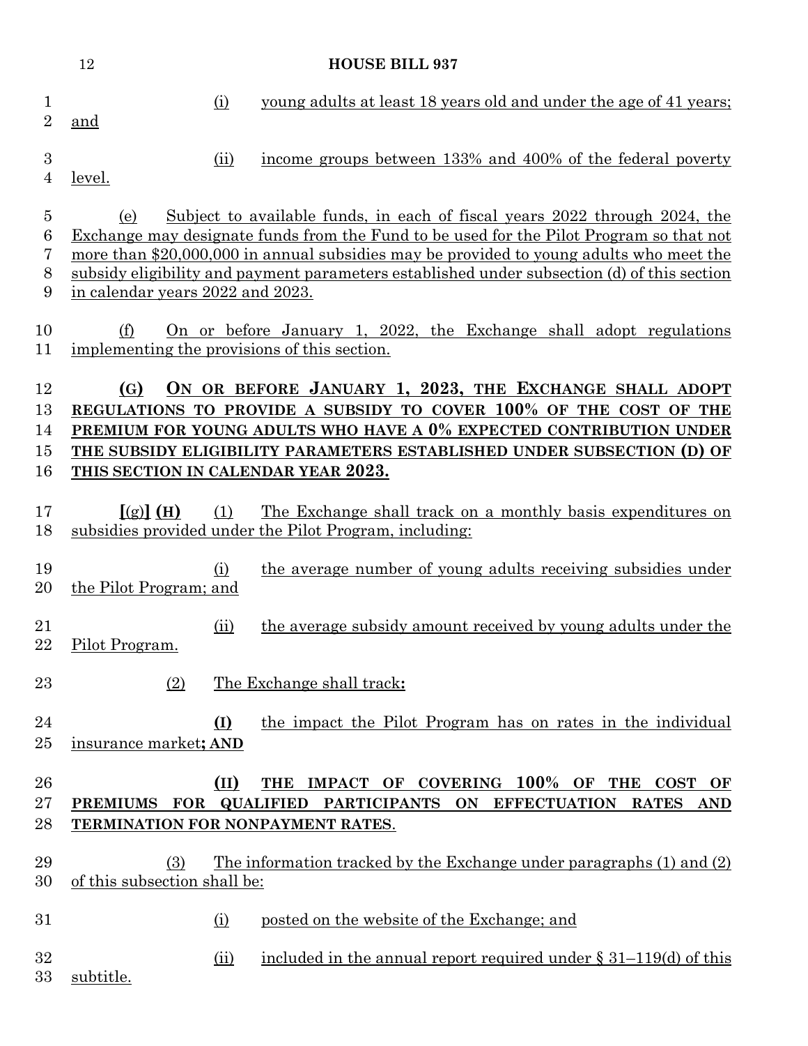(i) young adults at least 18 years old and under the age of 41 years; and

(ii) income groups between 133% and 400% of the federal poverty level.

(e) Subject to available funds, in each of fiscal years 2022 through 2024, the Exchange may designate funds from the Fund to be used for the Pilot Program so that not more than $20,000,000 in annual subsidies may be provided to young adults who meet the subsidy eligibility and payment parameters established under subsection (d) of this section in calendar years 2022 and 2023.

(f) On or before January 1, 2022, the Exchange shall adopt regulations implementing the provisions of this section.

**(G) ON OR BEFORE JANUARY 1, 2023, THE EXCHANGE SHALL ADOPT REGULATIONS TO PROVIDE A SUBSIDY TO COVER 100% OF THE COST OF THE PREMIUM FOR YOUNG ADULTS WHO HAVE A 0% EXPECTED CONTRIBUTION UNDER THE SUBSIDY ELIGIBILITY PARAMETERS ESTABLISHED UNDER SUBSECTION (D) OF THIS SECTION IN CALENDAR YEAR 2023.**

**[**(g)**] (H)** (1) The Exchange shall track on a monthly basis expenditures on subsidies provided under the Pilot Program, including:

(i) the average number of young adults receiving subsidies under the Pilot Program; and

(ii) the average subsidy amount received by young adults under the Pilot Program.

(2) The Exchange shall track**:**

**(I)** the impact the Pilot Program has on rates in the individual insurance market**; AND**

**(II) THE IMPACT OF COVERING 100% OF THE COST OF PREMIUMS FOR QUALIFIED PARTICIPANTS ON EFFECTUATION RATES AND TERMINATION FOR NONPAYMENT RATES**.

(3) The information tracked by the Exchange under paragraphs (1) and (2) of this subsection shall be:

(i) posted on the website of the Exchange; and

(ii) included in the annual report required under § 31–119(d) of this subtitle.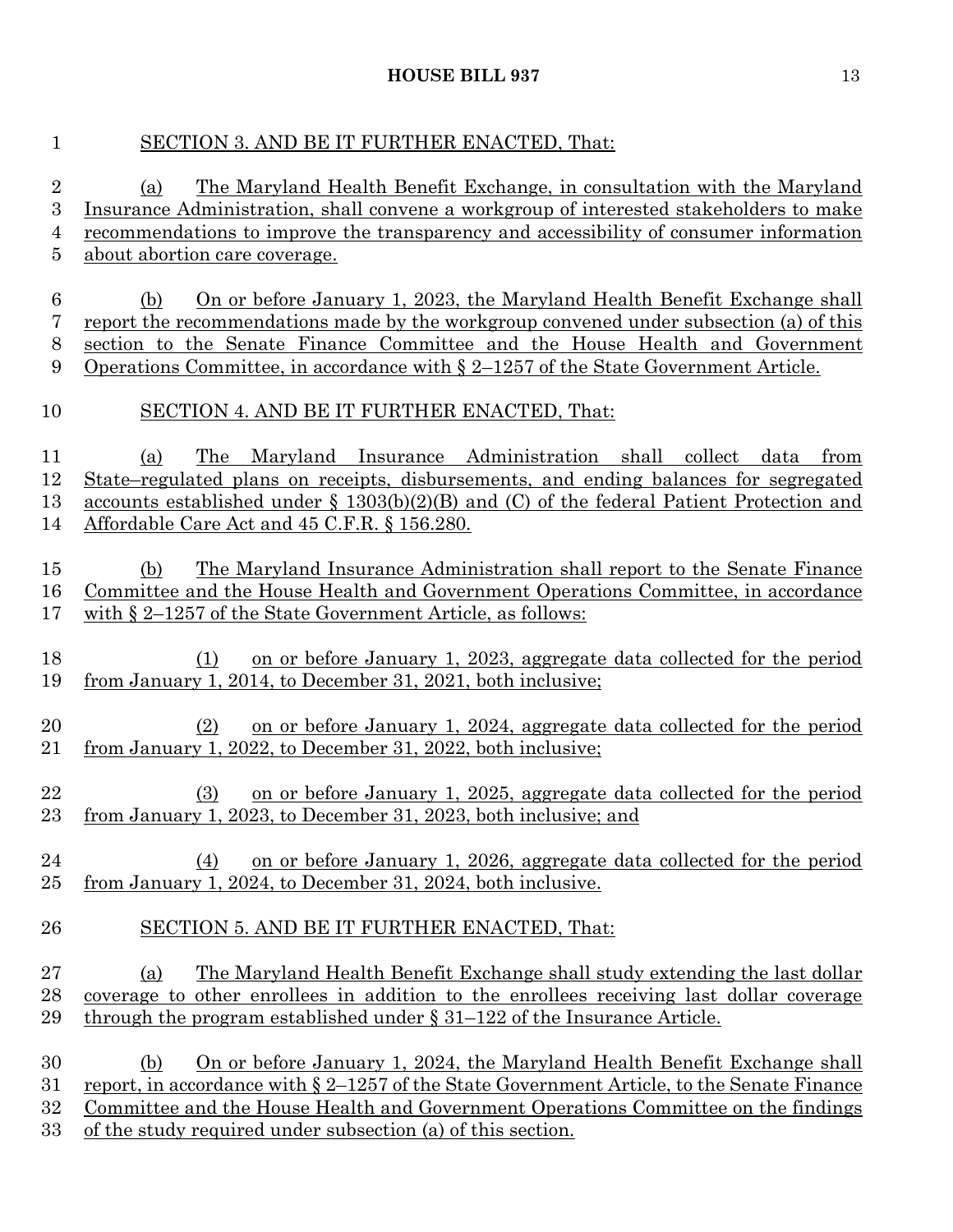SECTION 3. AND BE IT FURTHER ENACTED, That:

(a) The Maryland Health Benefit Exchange, in consultation with the Maryland Insurance Administration, shall convene a workgroup of interested stakeholders to make recommendations to improve the transparency and accessibility of consumer information about abortion care coverage.

(b) On or before January 1, 2023, the Maryland Health Benefit Exchange shall report the recommendations made by the workgroup convened under subsection (a) of this section to the Senate Finance Committee and the House Health and Government Operations Committee, in accordance with § 2–1257 of the State Government Article.

SECTION 4. AND BE IT FURTHER ENACTED, That:

(a) The Maryland Insurance Administration shall collect data from State–regulated plans on receipts, disbursements, and ending balances for segregated accounts established under § 1303(b)(2)(B) and (C) of the federal Patient Protection and Affordable Care Act and 45 C.F.R. § 156.280.

(b) The Maryland Insurance Administration shall report to the Senate Finance Committee and the House Health and Government Operations Committee, in accordance with § 2–1257 of the State Government Article, as follows:

(1) on or before January 1, 2023, aggregate data collected for the period from January 1, 2014, to December 31, 2021, both inclusive;

(2) on or before January 1, 2024, aggregate data collected for the period from January 1, 2022, to December 31, 2022, both inclusive;

(3) on or before January 1, 2025, aggregate data collected for the period from January 1, 2023, to December 31, 2023, both inclusive; and

(4) on or before January 1, 2026, aggregate data collected for the period from January 1, 2024, to December 31, 2024, both inclusive.

SECTION 5. AND BE IT FURTHER ENACTED, That:

(a) The Maryland Health Benefit Exchange shall study extending the last dollar coverage to other enrollees in addition to the enrollees receiving last dollar coverage through the program established under § 31–122 of the Insurance Article.

(b) On or before January 1, 2024, the Maryland Health Benefit Exchange shall report, in accordance with § 2–1257 of the State Government Article, to the Senate Finance Committee and the House Health and Government Operations Committee on the findings of the study required under subsection (a) of this section.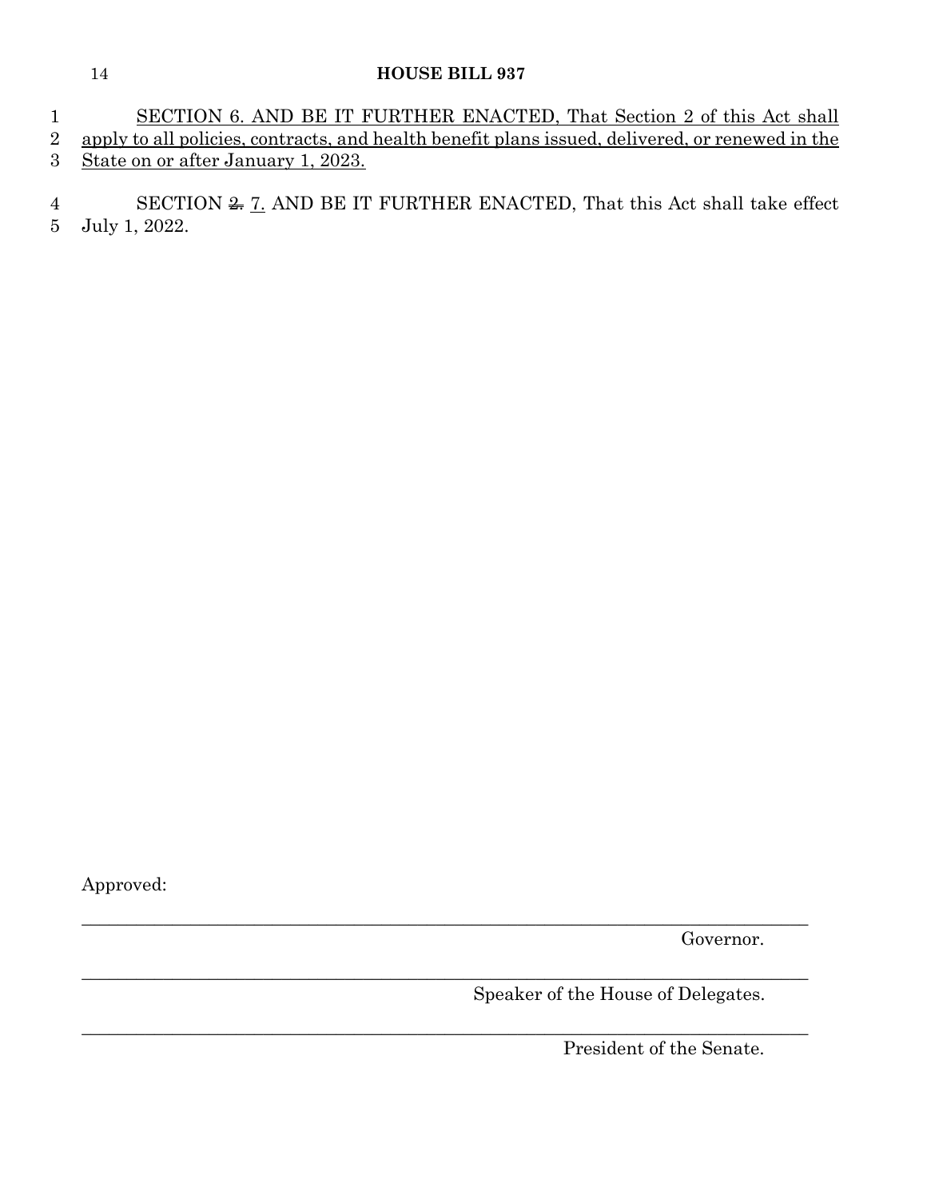SECTION 6. AND BE IT FURTHER ENACTED, That Section 2 of this Act shall apply to all policies, contracts, and health benefit plans issued, delivered, or renewed in the State on or after January 1, 2023.

SECTION ~~2.~~ 7. AND BE IT FURTHER ENACTED, That this Act shall take effect July 1, 2022.

Approved:

\_\_\_\_\_\_\_\_\_\_\_\_\_\_\_\_\_\_\_\_\_\_\_\_\_\_\_\_\_\_\_\_\_\_\_\_\_\_\_\_\_\_\_\_\_\_\_\_\_\_\_\_\_\_\_\_\_\_\_\_\_\_\_\_\_\_\_\_\_\_

Governor.

\_\_\_\_\_\_\_\_\_\_\_\_\_\_\_\_\_\_\_\_\_\_\_\_\_\_\_\_\_\_\_\_\_\_\_\_\_\_\_\_\_\_\_\_\_\_\_\_\_\_\_\_\_\_\_\_\_\_\_\_\_\_\_\_\_\_\_\_\_\_

Speaker of the House of Delegates.

\_\_\_\_\_\_\_\_\_\_\_\_\_\_\_\_\_\_\_\_\_\_\_\_\_\_\_\_\_\_\_\_\_\_\_\_\_\_\_\_\_\_\_\_\_\_\_\_\_\_\_\_\_\_\_\_\_\_\_\_\_\_\_\_\_\_\_\_\_\_

President of the Senate.